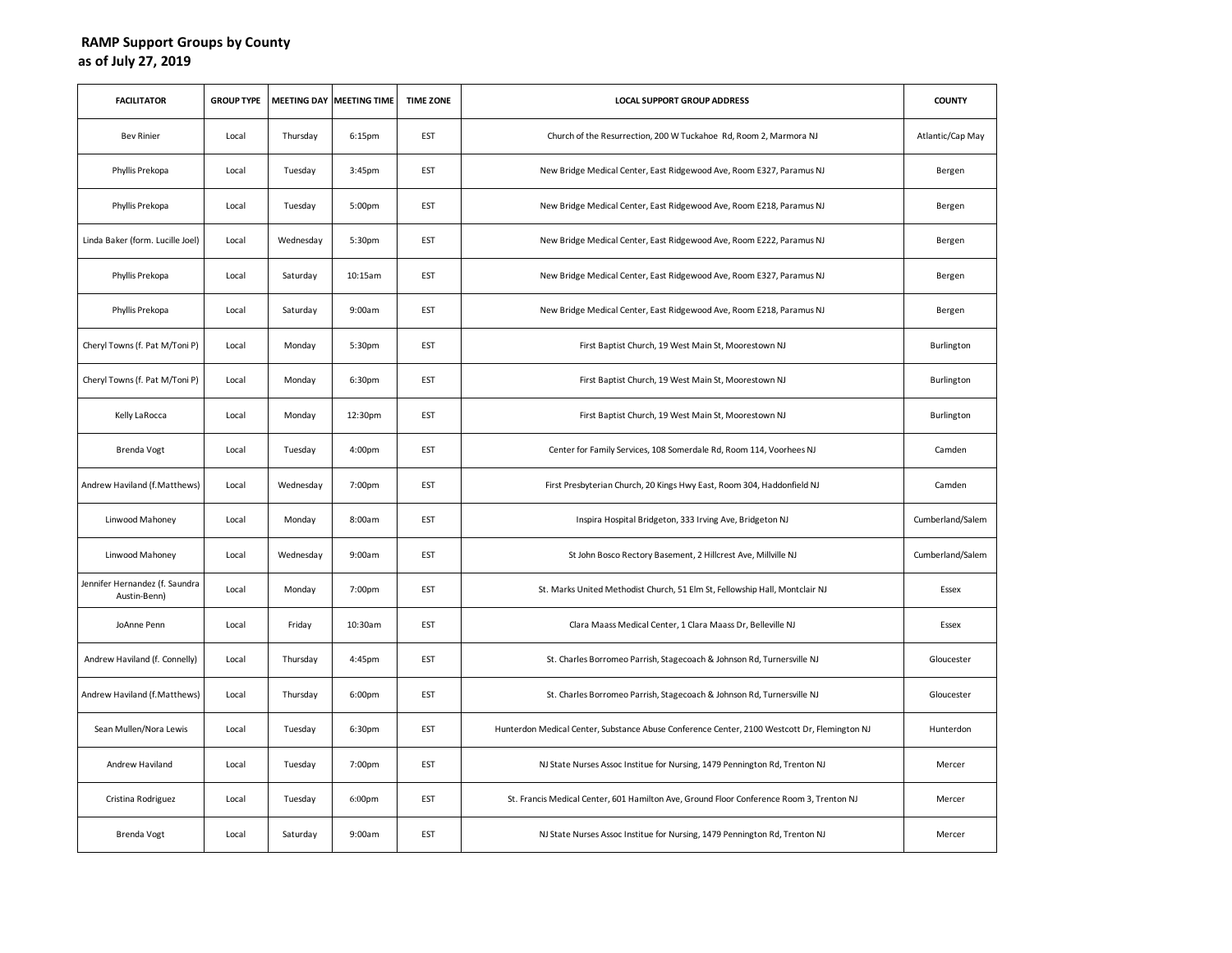**RAMP Support Groups by County**
**as of July 27, 2019**

| FACILITATOR | GROUP TYPE | MEETING DAY | MEETING TIME | TIME ZONE | LOCAL SUPPORT GROUP ADDRESS | COUNTY |
|---|---|---|---|---|---|---|
| Bev Rinier | Local | Thursday | 6:15pm | EST | Church of the Resurrection, 200 W Tuckahoe Rd, Room 2, Marmora NJ | Atlantic/Cap May |
| Phyllis Prekopa | Local | Tuesday | 3:45pm | EST | New Bridge Medical Center, East Ridgewood Ave, Room E327, Paramus NJ | Bergen |
| Phyllis Prekopa | Local | Tuesday | 5:00pm | EST | New Bridge Medical Center, East Ridgewood Ave, Room E218, Paramus NJ | Bergen |
| Linda Baker (form. Lucille Joel) | Local | Wednesday | 5:30pm | EST | New Bridge Medical Center, East Ridgewood Ave, Room E222, Paramus NJ | Bergen |
| Phyllis Prekopa | Local | Saturday | 10:15am | EST | New Bridge Medical Center, East Ridgewood Ave, Room E327, Paramus NJ | Bergen |
| Phyllis Prekopa | Local | Saturday | 9:00am | EST | New Bridge Medical Center, East Ridgewood Ave, Room E218, Paramus NJ | Bergen |
| Cheryl Towns (f. Pat M/Toni P) | Local | Monday | 5:30pm | EST | First Baptist Church, 19 West Main St, Moorestown NJ | Burlington |
| Cheryl Towns (f. Pat M/Toni P) | Local | Monday | 6:30pm | EST | First Baptist Church, 19 West Main St, Moorestown NJ | Burlington |
| Kelly LaRocca | Local | Monday | 12:30pm | EST | First Baptist Church, 19 West Main St, Moorestown NJ | Burlington |
| Brenda Vogt | Local | Tuesday | 4:00pm | EST | Center for Family Services, 108 Somerdale Rd, Room 114, Voorhees NJ | Camden |
| Andrew Haviland (f.Matthews) | Local | Wednesday | 7:00pm | EST | First Presbyterian Church, 20 Kings Hwy East, Room 304, Haddonfield NJ | Camden |
| Linwood Mahoney | Local | Monday | 8:00am | EST | Inspira Hospital Bridgeton, 333 Irving Ave, Bridgeton NJ | Cumberland/Salem |
| Linwood Mahoney | Local | Wednesday | 9:00am | EST | St John Bosco Rectory Basement, 2 Hillcrest Ave, Millville NJ | Cumberland/Salem |
| Jennifer Hernandez (f. Saundra Austin-Benn) | Local | Monday | 7:00pm | EST | St. Marks United Methodist Church, 51 Elm St, Fellowship Hall, Montclair NJ | Essex |
| JoAnne Penn | Local | Friday | 10:30am | EST | Clara Maass Medical Center, 1 Clara Maass Dr, Belleville NJ | Essex |
| Andrew Haviland (f. Connelly) | Local | Thursday | 4:45pm | EST | St. Charles Borromeo Parrish, Stagecoach & Johnson Rd, Turnersville NJ | Gloucester |
| Andrew Haviland (f.Matthews) | Local | Thursday | 6:00pm | EST | St. Charles Borromeo Parrish, Stagecoach & Johnson Rd, Turnersville NJ | Gloucester |
| Sean Mullen/Nora Lewis | Local | Tuesday | 6:30pm | EST | Hunterdon Medical Center, Substance Abuse Conference Center, 2100 Westcott Dr, Flemington NJ | Hunterdon |
| Andrew Haviland | Local | Tuesday | 7:00pm | EST | NJ State Nurses Assoc Institue for Nursing, 1479 Pennington Rd, Trenton NJ | Mercer |
| Cristina Rodriguez | Local | Tuesday | 6:00pm | EST | St. Francis Medical Center, 601 Hamilton Ave, Ground Floor Conference Room 3, Trenton NJ | Mercer |
| Brenda Vogt | Local | Saturday | 9:00am | EST | NJ State Nurses Assoc Institue for Nursing, 1479 Pennington Rd, Trenton NJ | Mercer |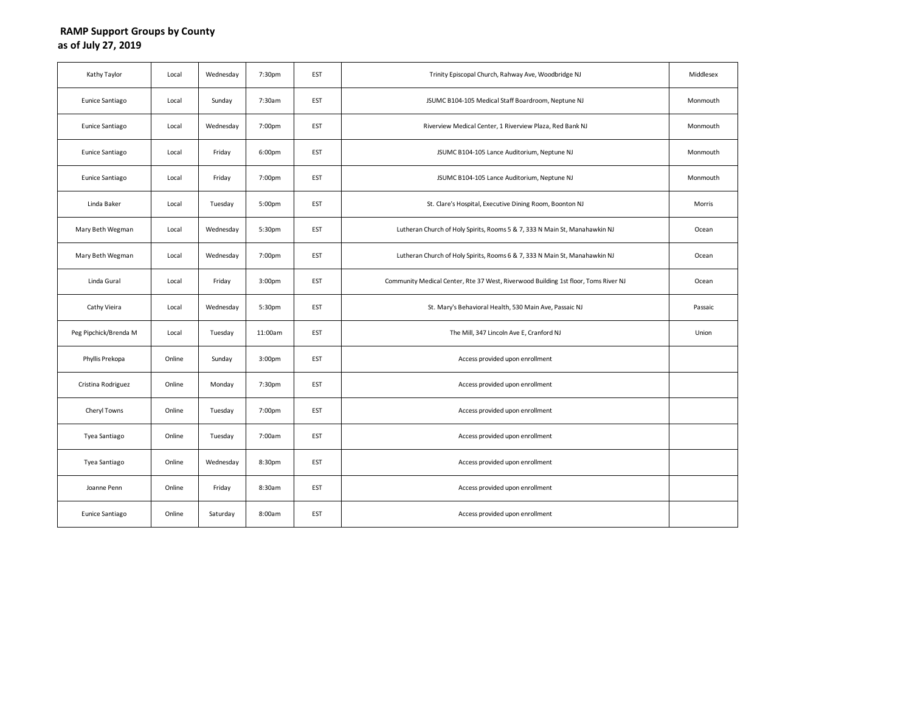**RAMP Support Groups by County**
**as of July 27, 2019**

| | | | | | | |
|---|---|---|---|---|---|---|
| Kathy Taylor | Local | Wednesday | 7:30pm | EST | Trinity Episcopal Church, Rahway Ave, Woodbridge NJ | Middlesex |
| Eunice Santiago | Local | Sunday | 7:30am | EST | JSUMC B104-105 Medical Staff Boardroom, Neptune NJ | Monmouth |
| Eunice Santiago | Local | Wednesday | 7:00pm | EST | Riverview Medical Center, 1 Riverview Plaza, Red Bank NJ | Monmouth |
| Eunice Santiago | Local | Friday | 6:00pm | EST | JSUMC B104-105 Lance Auditorium, Neptune NJ | Monmouth |
| Eunice Santiago | Local | Friday | 7:00pm | EST | JSUMC B104-105 Lance Auditorium, Neptune NJ | Monmouth |
| Linda Baker | Local | Tuesday | 5:00pm | EST | St. Clare's Hospital, Executive Dining Room, Boonton NJ | Morris |
| Mary Beth Wegman | Local | Wednesday | 5:30pm | EST | Lutheran Church of Holy Spirits, Rooms 5 & 7, 333 N Main St, Manahawkin NJ | Ocean |
| Mary Beth Wegman | Local | Wednesday | 7:00pm | EST | Lutheran Church of Holy Spirits, Rooms 6 & 7, 333 N Main St, Manahawkin NJ | Ocean |
| Linda Gural | Local | Friday | 3:00pm | EST | Community Medical Center, Rte 37 West, Riverwood Building 1st floor, Toms River NJ | Ocean |
| Cathy Vieira | Local | Wednesday | 5:30pm | EST | St. Mary's Behavioral Health, 530 Main Ave, Passaic NJ | Passaic |
| Peg Pipchick/Brenda M | Local | Tuesday | 11:00am | EST | The Mill, 347 Lincoln Ave E, Cranford NJ | Union |
| Phyllis Prekopa | Online | Sunday | 3:00pm | EST | Access provided upon enrollment | |
| Cristina Rodriguez | Online | Monday | 7:30pm | EST | Access provided upon enrollment | |
| Cheryl Towns | Online | Tuesday | 7:00pm | EST | Access provided upon enrollment | |
| Tyea Santiago | Online | Tuesday | 7:00am | EST | Access provided upon enrollment | |
| Tyea Santiago | Online | Wednesday | 8:30pm | EST | Access provided upon enrollment | |
| Joanne Penn | Online | Friday | 8:30am | EST | Access provided upon enrollment | |
| Eunice Santiago | Online | Saturday | 8:00am | EST | Access provided upon enrollment | |